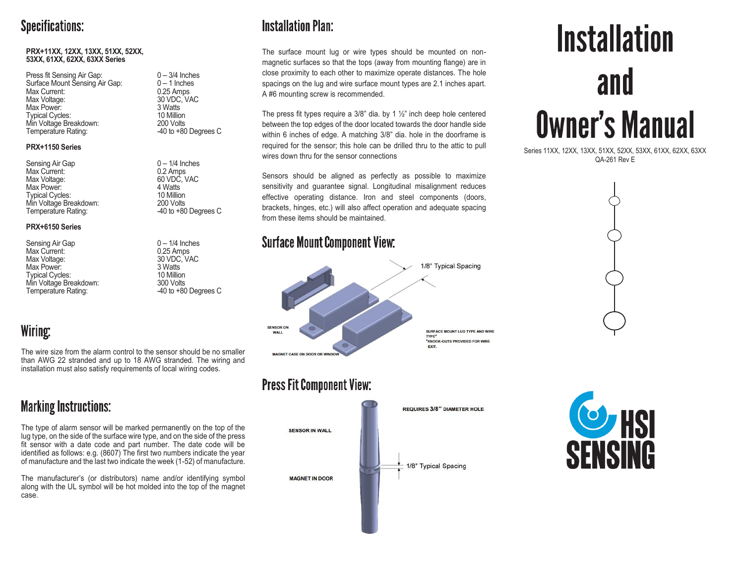# Specifications:

**PRX+11XX, 12XX, 13XX, 51XX, 52XX, 53XX, 61XX, 62XX, 63XX Series**

| | |
|---|---|
| Press fit Sensing Air Gap: | 0 – 3/4 Inches |
| Surface Mount Sensing Air Gap: | 0 – 1 Inches |
| Max Current: | 0.25 Amps |
| Max Voltage: | 30 VDC, VAC |
| Max Power: | 3 Watts |
| Typical Cycles: | 10 Million |
| Min Voltage Breakdown: | 200 Volts |
| Temperature Rating: | -40 to +80 Degrees C |

**PRX+1150 Series**

| | |
|---|---|
| Sensing Air Gap | 0 – 1/4 Inches |
| Max Current: | 0.2 Amps |
| Max Voltage: | 60 VDC, VAC |
| Max Power: | 4 Watts |
| Typical Cycles: | 10 Million |
| Min Voltage Breakdown: | 200 Volts |
| Temperature Rating: | -40 to +80 Degrees C |

**PRX+6150 Series**

| | |
|---|---|
| Sensing Air Gap | 0 – 1/4 Inches |
| Max Current: | 0.25 Amps |
| Max Voltage: | 30 VDC, VAC |
| Max Power: | 3 Watts |
| Typical Cycles: | 10 Million |
| Min Voltage Breakdown: | 300 Volts |
| Temperature Rating: | -40 to +80 Degrees C |

# Wiring:

The wire size from the alarm control to the sensor should be no smaller than AWG 22 stranded and up to 18 AWG stranded. The wiring and installation must also satisfy requirements of local wiring codes.

# Marking Instructions:

The type of alarm sensor will be marked permanently on the top of the lug type, on the side of the surface wire type, and on the side of the press fit sensor with a date code and part number. The date code will be identified as follows: e.g. (8607) The first two numbers indicate the year of manufacture and the last two indicate the week (1-52) of manufacture.

The manufacturer's (or distributors) name and/or identifying symbol along with the UL symbol will be hot molded into the top of the magnet case.

# Installation Plan:

The surface mount lug or wire types should be mounted on non-magnetic surfaces so that the tops (away from mounting flange) are in close proximity to each other to maximize operate distances. The hole spacings on the lug and wire surface mount types are 2.1 inches apart. A #6 mounting screw is recommended.

The press fit types require a 3/8" dia. by 1 ½" inch deep hole centered between the top edges of the door located towards the door handle side within 6 inches of edge. A matching 3/8" dia. hole in the doorframe is required for the sensor; this hole can be drilled thru to the attic to pull wires down thru for the sensor connections

Sensors should be aligned as perfectly as possible to maximize sensitivity and guarantee signal. Longitudinal misalignment reduces effective operating distance. Iron and steel components (doors, brackets, hinges, etc.) will also affect operation and adequate spacing from these items should be maintained.

# Surface Mount Component View:

1/8" Typical Spacing

SENSOR ON WALL

MAGNET CASE ON DOOR OR WINDOW

SURFACE MOUNT LUG TYPE AND WIRE TYPE*
*KNOCK-OUTS PROVIDED FOR WIRE EXIT.

# Press Fit Component View:

REQUIRES 3/8" DIAMETER HOLE

SENSOR IN WALL

1/8" Typical Spacing

MAGNET IN DOOR

# Installation and Owner's Manual

Series 11XX, 12XX, 13XX, 51XX, 52XX, 53XX, 61XX, 62XX, 63XX
QA-261 Rev E

HSI SENSING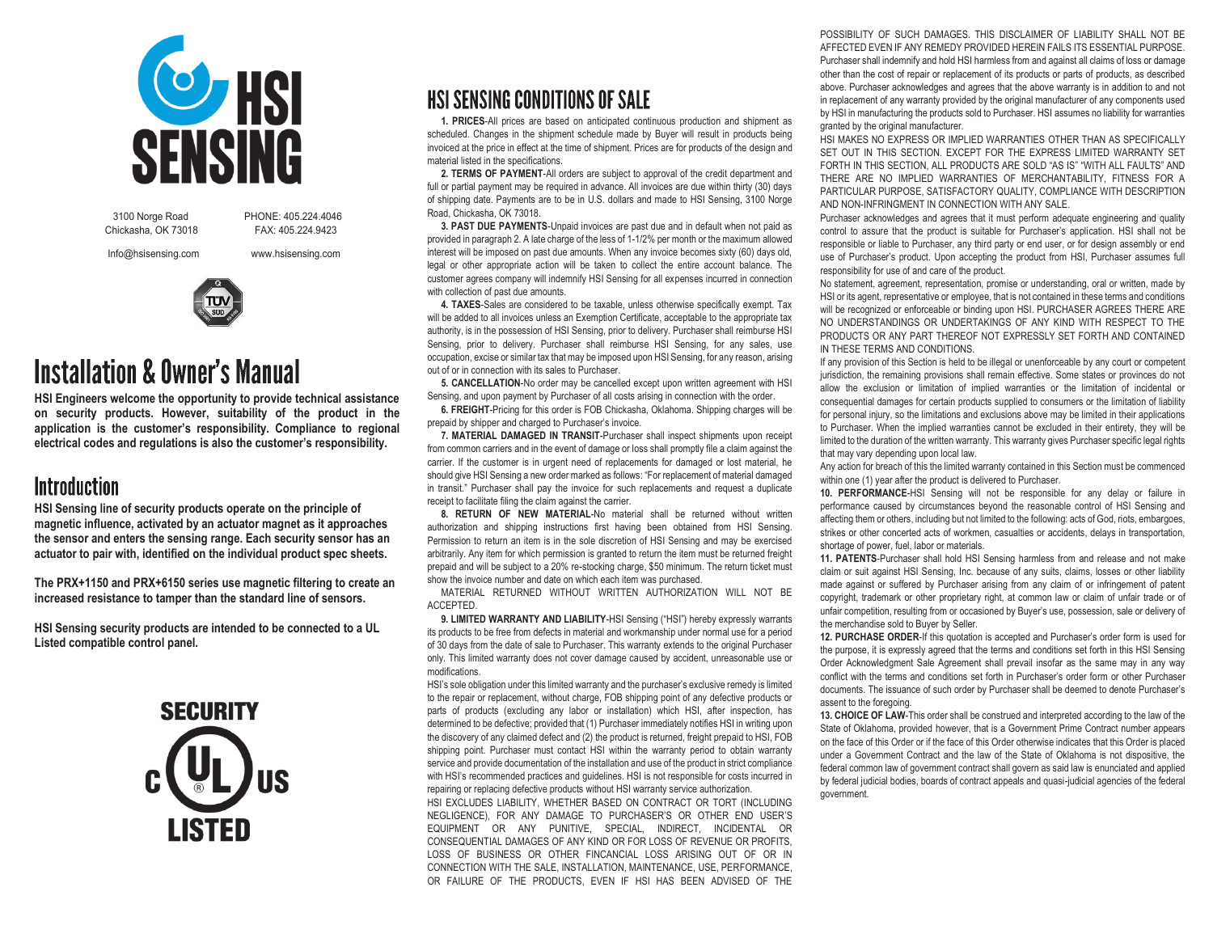# HSI SENSING

3100 Norge Road
Chickasha, OK 73018

PHONE: 405.224.4046
FAX: 405.224.9423

Info@hsisensing.com

www.hsisensing.com

# Installation & Owner's Manual

**HSI Engineers welcome the opportunity to provide technical assistance on security products. However, suitability of the product in the application is the customer's responsibility. Compliance to regional electrical codes and regulations is also the customer's responsibility.**

## Introduction

**HSI Sensing line of security products operate on the principle of magnetic influence, activated by an actuator magnet as it approaches the sensor and enters the sensing range. Each security sensor has an actuator to pair with, identified on the individual product spec sheets.**

**The PRX+1150 and PRX+6150 series use magnetic filtering to create an increased resistance to tamper than the standard line of sensors.**

**HSI Sensing security products are intended to be connected to a UL Listed compatible control panel.**

SECURITY
C UL US
LISTED

## HSI SENSING CONDITIONS OF SALE

**1. PRICES**-All prices are based on anticipated continuous production and shipment as scheduled. Changes in the shipment schedule made by Buyer will result in products being invoiced at the price in effect at the time of shipment. Prices are for products of the design and material listed in the specifications.

**2. TERMS OF PAYMENT**-All orders are subject to approval of the credit department and full or partial payment may be required in advance. All invoices are due within thirty (30) days of shipping date. Payments are to be in U.S. dollars and made to HSI Sensing, 3100 Norge Road, Chickasha, OK 73018.

**3. PAST DUE PAYMENTS**-Unpaid invoices are past due and in default when not paid as provided in paragraph 2. A late charge of the less of 1-1/2% per month or the maximum allowed interest will be imposed on past due amounts. When any invoice becomes sixty (60) days old, legal or other appropriate action will be taken to collect the entire account balance. The customer agrees company will indemnify HSI Sensing for all expenses incurred in connection with collection of past due amounts.

**4. TAXES**-Sales are considered to be taxable, unless otherwise specifically exempt. Tax will be added to all invoices unless an Exemption Certificate, acceptable to the appropriate tax authority, is in the possession of HSI Sensing, prior to delivery. Purchaser shall reimburse HSI Sensing, prior to delivery. Purchaser shall reimburse HSI Sensing, for any sales, use occupation, excise or similar tax that may be imposed upon HSI Sensing, for any reason, arising out of or in connection with its sales to Purchaser.

**5. CANCELLATION**-No order may be cancelled except upon written agreement with HSI Sensing, and upon payment by Purchaser of all costs arising in connection with the order.

**6. FREIGHT**-Pricing for this order is FOB Chickasha, Oklahoma. Shipping charges will be prepaid by shipper and charged to Purchaser's invoice.

**7. MATERIAL DAMAGED IN TRANSIT**-Purchaser shall inspect shipments upon receipt from common carriers and in the event of damage or loss shall promptly file a claim against the carrier. If the customer is in urgent need of replacements for damaged or lost material, he should give HSI Sensing a new order marked as follows: "For replacement of material damaged in transit." Purchaser shall pay the invoice for such replacements and request a duplicate receipt to facilitate filing the claim against the carrier.

**8. RETURN OF NEW MATERIAL**-No material shall be returned without written authorization and shipping instructions first having been obtained from HSI Sensing. Permission to return an item is in the sole discretion of HSI Sensing and may be exercised arbitrarily. Any item for which permission is granted to return the item must be returned freight prepaid and will be subject to a 20% re-stocking charge, $50 minimum. The return ticket must show the invoice number and date on which each item was purchased.

MATERIAL RETURNED WITHOUT WRITTEN AUTHORIZATION WILL NOT BE ACCEPTED.

**9. LIMITED WARRANTY AND LIABILITY**-HSI Sensing ("HSI") hereby expressly warrants its products to be free from defects in material and workmanship under normal use for a period of 30 days from the date of sale to Purchaser. This warranty extends to the original Purchaser only. This limited warranty does not cover damage caused by accident, unreasonable use or modifications.

HSI's sole obligation under this limited warranty and the purchaser's exclusive remedy is limited to the repair or replacement, without charge, FOB shipping point of any defective products or parts of products (excluding any labor or installation) which HSI, after inspection, has determined to be defective; provided that (1) Purchaser immediately notifies HSI in writing upon the discovery of any claimed defect and (2) the product is returned, freight prepaid to HSI, FOB shipping point. Purchaser must contact HSI within the warranty period to obtain warranty service and provide documentation of the installation and use of the product in strict compliance with HSI's recommended practices and guidelines. HSI is not responsible for costs incurred in repairing or replacing defective products without HSI warranty service authorization.

HSI EXCLUDES LIABILITY, WHETHER BASED ON CONTRACT OR TORT (INCLUDING NEGLIGENCE), FOR ANY DAMAGE TO PURCHASER'S OR OTHER END USER'S EQUIPMENT OR ANY PUNITIVE, SPECIAL, INDIRECT, INCIDENTAL OR CONSEQUENTIAL DAMAGES OF ANY KIND OR FOR LOSS OF REVENUE OR PROFITS, LOSS OF BUSINESS OR OTHER FINCANCIAL LOSS ARISING OUT OF OR IN CONNECTION WITH THE SALE, INSTALLATION, MAINTENANCE, USE, PERFORMANCE, OR FAILURE OF THE PRODUCTS, EVEN IF HSI HAS BEEN ADVISED OF THE POSSIBILITY OF SUCH DAMAGES. THIS DISCLAIMER OF LIABILITY SHALL NOT BE AFFECTED EVEN IF ANY REMEDY PROVIDED HEREIN FAILS ITS ESSENTIAL PURPOSE.

Purchaser shall indemnify and hold HSI harmless from and against all claims of loss or damage other than the cost of repair or replacement of its products or parts of products, as described above. Purchaser acknowledges and agrees that the above warranty is in addition to and not in replacement of any warranty provided by the original manufacturer of any components used by HSI in manufacturing the products sold to Purchaser. HSI assumes no liability for warranties granted by the original manufacturer.

HSI MAKES NO EXPRESS OR IMPLIED WARRANTIES OTHER THAN AS SPECIFICALLY SET OUT IN THIS SECTION. EXCEPT FOR THE EXPRESS LIMITED WARRANTY SET FORTH IN THIS SECTION, ALL PRODUCTS ARE SOLD "AS IS" "WITH ALL FAULTS" AND THERE ARE NO IMPLIED WARRANTIES OF MERCHANTABILITY, FITNESS FOR A PARTICULAR PURPOSE, SATISFACTORY QUALITY, COMPLIANCE WITH DESCRIPTION AND NON-INFRINGMENT IN CONNECTION WITH ANY SALE.

Purchaser acknowledges and agrees that it must perform adequate engineering and quality control to assure that the product is suitable for Purchaser's application. HSI shall not be responsible or liable to Purchaser, any third party or end user, or for design assembly or end use of Purchaser's product. Upon accepting the product from HSI, Purchaser assumes full responsibility for use of and care of the product.

No statement, agreement, representation, promise or understanding, oral or written, made by HSI or its agent, representative or employee, that is not contained in these terms and conditions will be recognized or enforceable or binding upon HSI. PURCHASER AGREES THERE ARE NO UNDERSTANDINGS OR UNDERTAKINGS OF ANY KIND WITH RESPECT TO THE PRODUCTS OR ANY PART THEREOF NOT EXPRESSLY SET FORTH AND CONTAINED IN THESE TERMS AND CONDITIONS.

If any provision of this Section is held to be illegal or unenforceable by any court or competent jurisdiction, the remaining provisions shall remain effective. Some states or provinces do not allow the exclusion or limitation of implied warranties or the limitation of incidental or consequential damages for certain products supplied to consumers or the limitation of liability for personal injury, so the limitations and exclusions above may be limited in their applications to Purchaser. When the implied warranties cannot be excluded in their entirety, they will be limited to the duration of the written warranty. This warranty gives Purchaser specific legal rights that may vary depending upon local law.

Any action for breach of this the limited warranty contained in this Section must be commenced within one (1) year after the product is delivered to Purchaser.

**10. PERFORMANCE**-HSI Sensing will not be responsible for any delay or failure in performance caused by circumstances beyond the reasonable control of HSI Sensing and affecting them or others, including but not limited to the following: acts of God, riots, embargoes, strikes or other concerted acts of workmen, casualties or accidents, delays in transportation, shortage of power, fuel, labor or materials.

**11. PATENTS**-Purchaser shall hold HSI Sensing harmless from and release and not make claim or suit against HSI Sensing, Inc. because of any suits, claims, losses or other liability made against or suffered by Purchaser arising from any claim of or infringement of patent copyright, trademark or other proprietary right, at common law or claim of unfair trade or of unfair competition, resulting from or occasioned by Buyer's use, possession, sale or delivery of the merchandise sold to Buyer by Seller.

**12. PURCHASE ORDER**-If this quotation is accepted and Purchaser's order form is used for the purpose, it is expressly agreed that the terms and conditions set forth in this HSI Sensing Order Acknowledgment Sale Agreement shall prevail insofar as the same may in any way conflict with the terms and conditions set forth in Purchaser's order form or other Purchaser documents. The issuance of such order by Purchaser shall be deemed to denote Purchaser's assent to the foregoing.

**13. CHOICE OF LAW**-This order shall be construed and interpreted according to the law of the State of Oklahoma, provided however, that is a Government Prime Contract number appears on the face of this Order or if the face of this Order otherwise indicates that this Order is placed under a Government Contract and the law of the State of Oklahoma is not dispositive, the federal common law of government contract shall govern as said law is enunciated and applied by federal judicial bodies, boards of contract appeals and quasi-judicial agencies of the federal government.